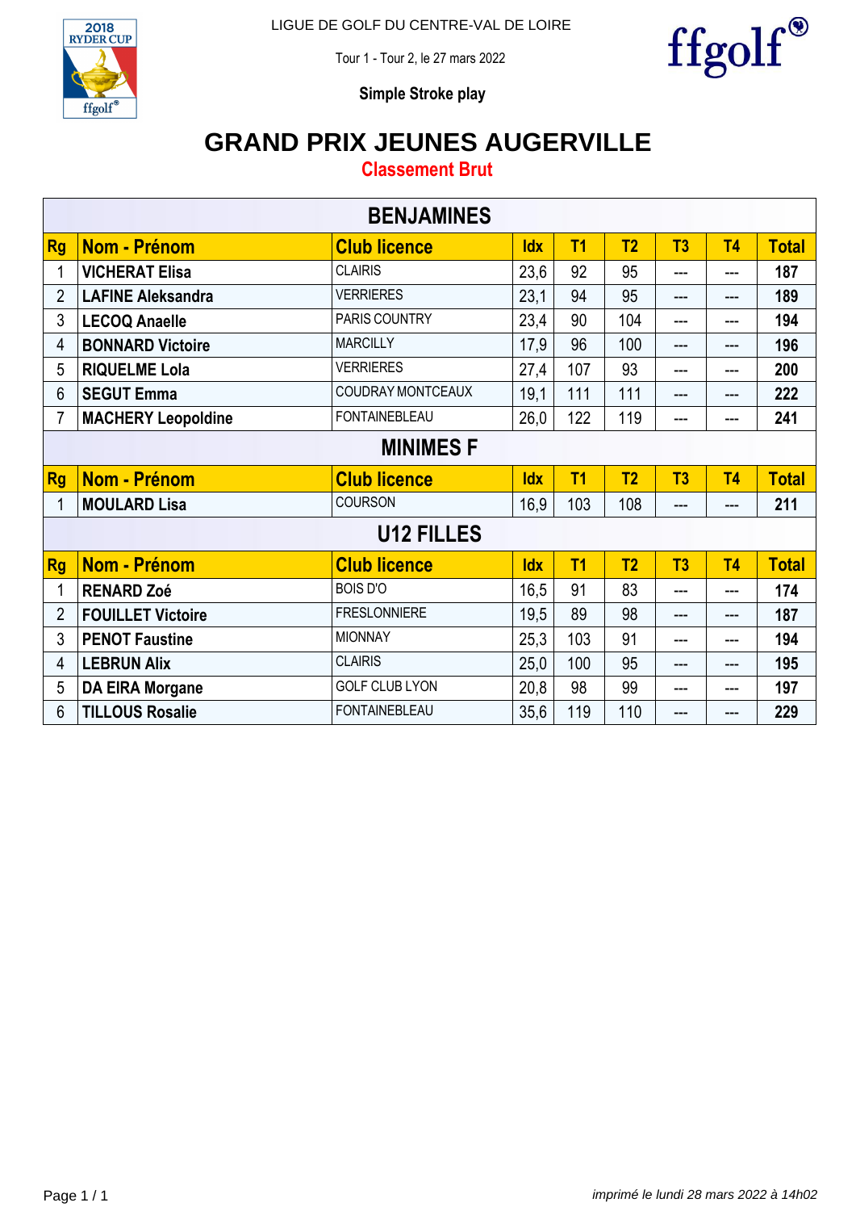LIGUE DE GOLF DU CENTRE-VAL DE LOIRE

Tour 1 - Tour 2, le 27 mars 2022

**Simple Stroke play**

# GRAND PRIX JEUNES AUGERVILLE

## Classement Brut

| BENJAMINES | | | | | | | | |
|---|---|---|---|---|---|---|---|---|
| **Rg** | **Nom - Prénom** | **Club licence** | **Idx** | **T1** | **T2** | **T3** | **T4** | **Total** |
| 1 | **VICHERAT Elisa** | CLAIRIS | 23,6 | 92 | 95 | --- | --- | **187** |
| 2 | **LAFINE Aleksandra** | VERRIERES | 23,1 | 94 | 95 | --- | --- | **189** |
| 3 | **LECOQ Anaelle** | PARIS COUNTRY | 23,4 | 90 | 104 | --- | --- | **194** |
| 4 | **BONNARD Victoire** | MARCILLY | 17,9 | 96 | 100 | --- | --- | **196** |
| 5 | **RIQUELME Lola** | VERRIERES | 27,4 | 107 | 93 | --- | --- | **200** |
| 6 | **SEGUT Emma** | COUDRAY MONTCEAUX | 19,1 | 111 | 111 | --- | --- | **222** |
| 7 | **MACHERY Leopoldine** | FONTAINEBLEAU | 26,0 | 122 | 119 | --- | --- | **241** |
| **MINIMES F** | | | | | | | | |
| **Rg** | **Nom - Prénom** | **Club licence** | **Idx** | **T1** | **T2** | **T3** | **T4** | **Total** |
| 1 | **MOULARD Lisa** | COURSON | 16,9 | 103 | 108 | --- | --- | **211** |
| **U12 FILLES** | | | | | | | | |
| **Rg** | **Nom - Prénom** | **Club licence** | **Idx** | **T1** | **T2** | **T3** | **T4** | **Total** |
| 1 | **RENARD Zoé** | BOIS D'O | 16,5 | 91 | 83 | --- | --- | **174** |
| 2 | **FOUILLET Victoire** | FRESLONNIERE | 19,5 | 89 | 98 | --- | --- | **187** |
| 3 | **PENOT Faustine** | MIONNAY | 25,3 | 103 | 91 | --- | --- | **194** |
| 4 | **LEBRUN Alix** | CLAIRIS | 25,0 | 100 | 95 | --- | --- | **195** |
| 5 | **DA EIRA Morgane** | GOLF CLUB LYON | 20,8 | 98 | 99 | --- | --- | **197** |
| 6 | **TILLOUS Rosalie** | FONTAINEBLEAU | 35,6 | 119 | 110 | --- | --- | **229** |

*imprimé le lundi 28 mars 2022 à 14h02*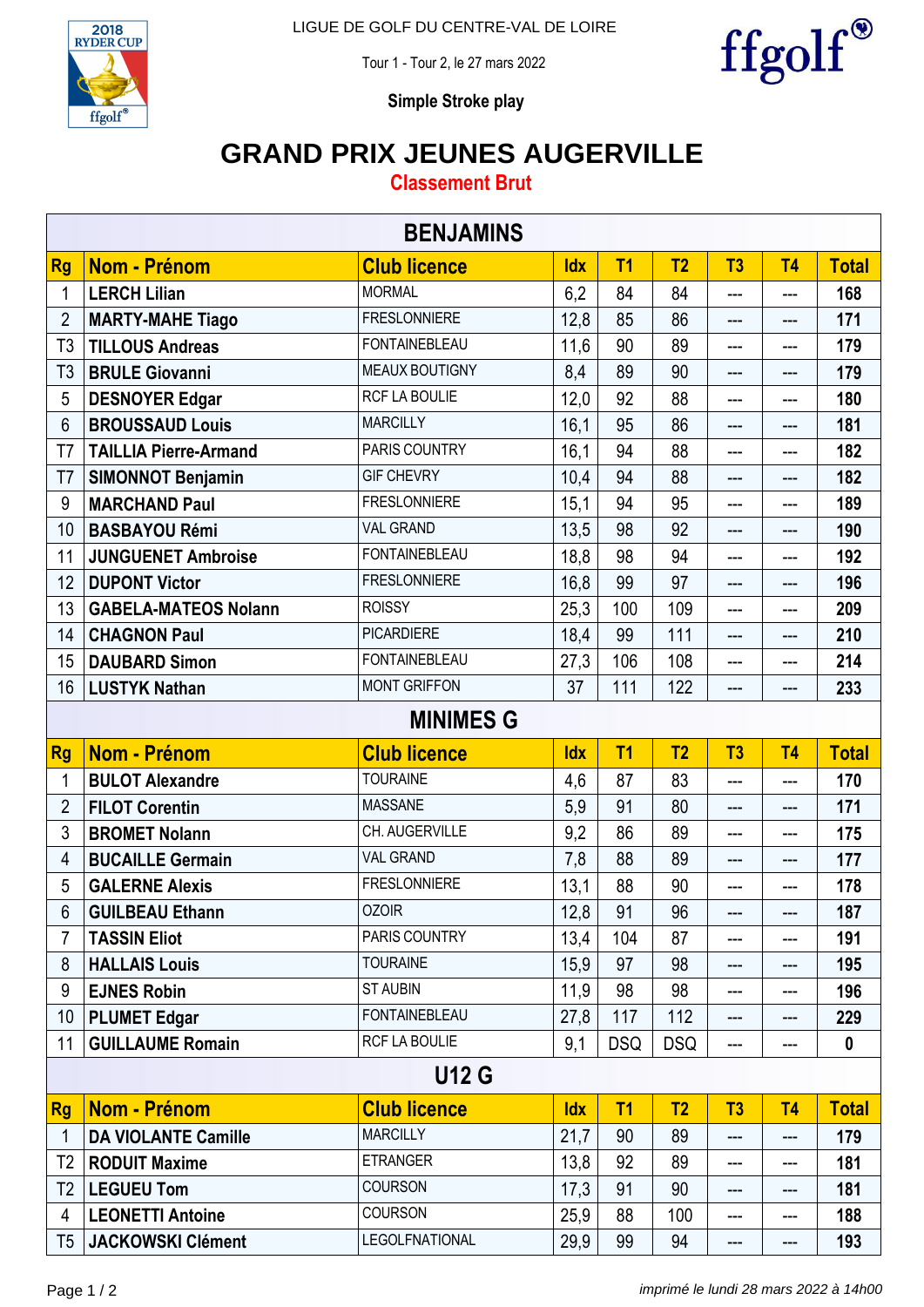LIGUE DE GOLF DU CENTRE-VAL DE LOIRE

Tour 1 - Tour 2, le 27 mars 2022

**Simple Stroke play**

# GRAND PRIX JEUNES AUGERVILLE

## Classement Brut

| BENJAMINS | | | | | | | | |
|---|---|---|---|---|---|---|---|---|
| **Rg** | **Nom - Prénom** | **Club licence** | **Idx** | **T1** | **T2** | **T3** | **T4** | **Total** |
| 1 | **LERCH Lilian** | MORMAL | 6,2 | 84 | 84 | --- | --- | **168** |
| 2 | **MARTY-MAHE Tiago** | FRESLONNIERE | 12,8 | 85 | 86 | --- | --- | **171** |
| T3 | **TILLOUS Andreas** | FONTAINEBLEAU | 11,6 | 90 | 89 | --- | --- | **179** |
| T3 | **BRULE Giovanni** | MEAUX BOUTIGNY | 8,4 | 89 | 90 | --- | --- | **179** |
| 5 | **DESNOYER Edgar** | RCF LA BOULIE | 12,0 | 92 | 88 | --- | --- | **180** |
| 6 | **BROUSSAUD Louis** | MARCILLY | 16,1 | 95 | 86 | --- | --- | **181** |
| T7 | **TAILLIA Pierre-Armand** | PARIS COUNTRY | 16,1 | 94 | 88 | --- | --- | **182** |
| T7 | **SIMONNOT Benjamin** | GIF CHEVRY | 10,4 | 94 | 88 | --- | --- | **182** |
| 9 | **MARCHAND Paul** | FRESLONNIERE | 15,1 | 94 | 95 | --- | --- | **189** |
| 10 | **BASBAYOU Rémi** | VAL GRAND | 13,5 | 98 | 92 | --- | --- | **190** |
| 11 | **JUNGUENET Ambroise** | FONTAINEBLEAU | 18,8 | 98 | 94 | --- | --- | **192** |
| 12 | **DUPONT Victor** | FRESLONNIERE | 16,8 | 99 | 97 | --- | --- | **196** |
| 13 | **GABELA-MATEOS Nolann** | ROISSY | 25,3 | 100 | 109 | --- | --- | **209** |
| 14 | **CHAGNON Paul** | PICARDIERE | 18,4 | 99 | 111 | --- | --- | **210** |
| 15 | **DAUBARD Simon** | FONTAINEBLEAU | 27,3 | 106 | 108 | --- | --- | **214** |
| 16 | **LUSTYK Nathan** | MONT GRIFFON | 37 | 111 | 122 | --- | --- | **233** |
| **MINIMES G** | | | | | | | | |
| **Rg** | **Nom - Prénom** | **Club licence** | **Idx** | **T1** | **T2** | **T3** | **T4** | **Total** |
| 1 | **BULOT Alexandre** | TOURAINE | 4,6 | 87 | 83 | --- | --- | **170** |
| 2 | **FILOT Corentin** | MASSANE | 5,9 | 91 | 80 | --- | --- | **171** |
| 3 | **BROMET Nolann** | CH. AUGERVILLE | 9,2 | 86 | 89 | --- | --- | **175** |
| 4 | **BUCAILLE Germain** | VAL GRAND | 7,8 | 88 | 89 | --- | --- | **177** |
| 5 | **GALERNE Alexis** | FRESLONNIERE | 13,1 | 88 | 90 | --- | --- | **178** |
| 6 | **GUILBEAU Ethann** | OZOIR | 12,8 | 91 | 96 | --- | --- | **187** |
| 7 | **TASSIN Eliot** | PARIS COUNTRY | 13,4 | 104 | 87 | --- | --- | **191** |
| 8 | **HALLAIS Louis** | TOURAINE | 15,9 | 97 | 98 | --- | --- | **195** |
| 9 | **EJNES Robin** | ST AUBIN | 11,9 | 98 | 98 | --- | --- | **196** |
| 10 | **PLUMET Edgar** | FONTAINEBLEAU | 27,8 | 117 | 112 | --- | --- | **229** |
| 11 | **GUILLAUME Romain** | RCF LA BOULIE | 9,1 | DSQ | DSQ | --- | --- | **0** |
| **U12 G** | | | | | | | | |
| **Rg** | **Nom - Prénom** | **Club licence** | **Idx** | **T1** | **T2** | **T3** | **T4** | **Total** |
| 1 | **DA VIOLANTE Camille** | MARCILLY | 21,7 | 90 | 89 | --- | --- | **179** |
| T2 | **RODUIT Maxime** | ETRANGER | 13,8 | 92 | 89 | --- | --- | **181** |
| T2 | **LEGUEU Tom** | COURSON | 17,3 | 91 | 90 | --- | --- | **181** |
| 4 | **LEONETTI Antoine** | COURSON | 25,9 | 88 | 100 | --- | --- | **188** |
| T5 | **JACKOWSKI Clément** | LEGOLFNATIONAL | 29,9 | 99 | 94 | --- | --- | **193** |

*imprimé le lundi 28 mars 2022 à 14h00*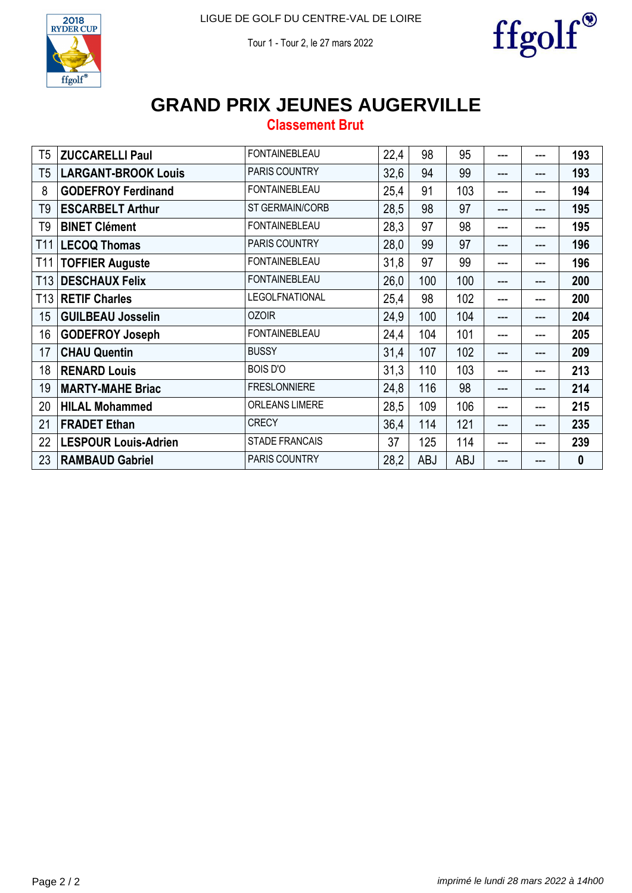LIGUE DE GOLF DU CENTRE-VAL DE LOIRE

Tour 1 - Tour 2, le 27 mars 2022

# GRAND PRIX JEUNES AUGERVILLE

## Classement Brut

| | | | | | | | | |
|---|---|---|---|---|---|---|---|---|
| T5 | **ZUCCARELLI Paul** | FONTAINEBLEAU | 22,4 | 98 | 95 | --- | --- | **193** |
| T5 | **LARGANT-BROOK Louis** | PARIS COUNTRY | 32,6 | 94 | 99 | --- | --- | **193** |
| 8 | **GODEFROY Ferdinand** | FONTAINEBLEAU | 25,4 | 91 | 103 | --- | --- | **194** |
| T9 | **ESCARBELT Arthur** | ST GERMAIN/CORB | 28,5 | 98 | 97 | --- | --- | **195** |
| T9 | **BINET Clément** | FONTAINEBLEAU | 28,3 | 97 | 98 | --- | --- | **195** |
| T11 | **LECOQ Thomas** | PARIS COUNTRY | 28,0 | 99 | 97 | --- | --- | **196** |
| T11 | **TOFFIER Auguste** | FONTAINEBLEAU | 31,8 | 97 | 99 | --- | --- | **196** |
| T13 | **DESCHAUX Felix** | FONTAINEBLEAU | 26,0 | 100 | 100 | --- | --- | **200** |
| T13 | **RETIF Charles** | LEGOLFNATIONAL | 25,4 | 98 | 102 | --- | --- | **200** |
| 15 | **GUILBEAU Josselin** | OZOIR | 24,9 | 100 | 104 | --- | --- | **204** |
| 16 | **GODEFROY Joseph** | FONTAINEBLEAU | 24,4 | 104 | 101 | --- | --- | **205** |
| 17 | **CHAU Quentin** | BUSSY | 31,4 | 107 | 102 | --- | --- | **209** |
| 18 | **RENARD Louis** | BOIS D'O | 31,3 | 110 | 103 | --- | --- | **213** |
| 19 | **MARTY-MAHE Briac** | FRESLONNIERE | 24,8 | 116 | 98 | --- | --- | **214** |
| 20 | **HILAL Mohammed** | ORLEANS LIMERE | 28,5 | 109 | 106 | --- | --- | **215** |
| 21 | **FRADET Ethan** | CRECY | 36,4 | 114 | 121 | --- | --- | **235** |
| 22 | **LESPOUR Louis-Adrien** | STADE FRANCAIS | 37 | 125 | 114 | --- | --- | **239** |
| 23 | **RAMBAUD Gabriel** | PARIS COUNTRY | 28,2 | ABJ | ABJ | --- | --- | **0** |

*imprimé le lundi 28 mars 2022 à 14h00*